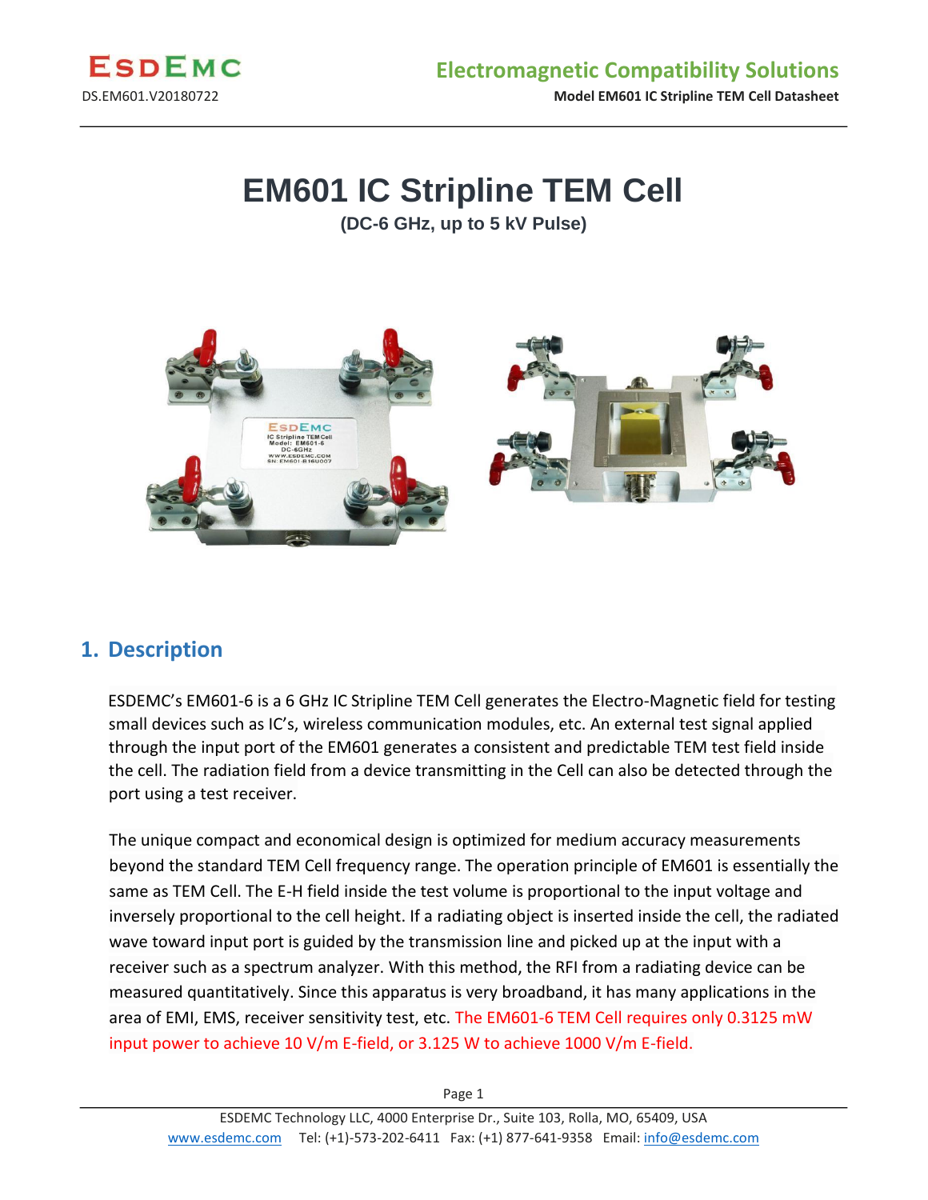# EM601 IC Stripline TEM Cell

**(DC-6 GHz, up to 5 kV Pulse)**

## 1. Description

ESDEMC's EM601-6 is a 6 GHz IC Stripline TEM Cell generates the Electro-Magnetic field for testing small devices such as IC's, wireless communication modules, etc. An external test signal applied through the input port of the EM601 generates a consistent and predictable TEM test field inside the cell. The radiation field from a device transmitting in the Cell can also be detected through the port using a test receiver.

The unique compact and economical design is optimized for medium accuracy measurements beyond the standard TEM Cell frequency range. The operation principle of EM601 is essentially the same as TEM Cell. The E-H field inside the test volume is proportional to the input voltage and inversely proportional to the cell height. If a radiating object is inserted inside the cell, the radiated wave toward input port is guided by the transmission line and picked up at the input with a receiver such as a spectrum analyzer. With this method, the RFI from a radiating device can be measured quantitatively. Since this apparatus is very broadband, it has many applications in the area of EMI, EMS, receiver sensitivity test, etc. The EM601-6 TEM Cell requires only 0.3125 mW input power to achieve 10 V/m E-field, or 3.125 W to achieve 1000 V/m E-field.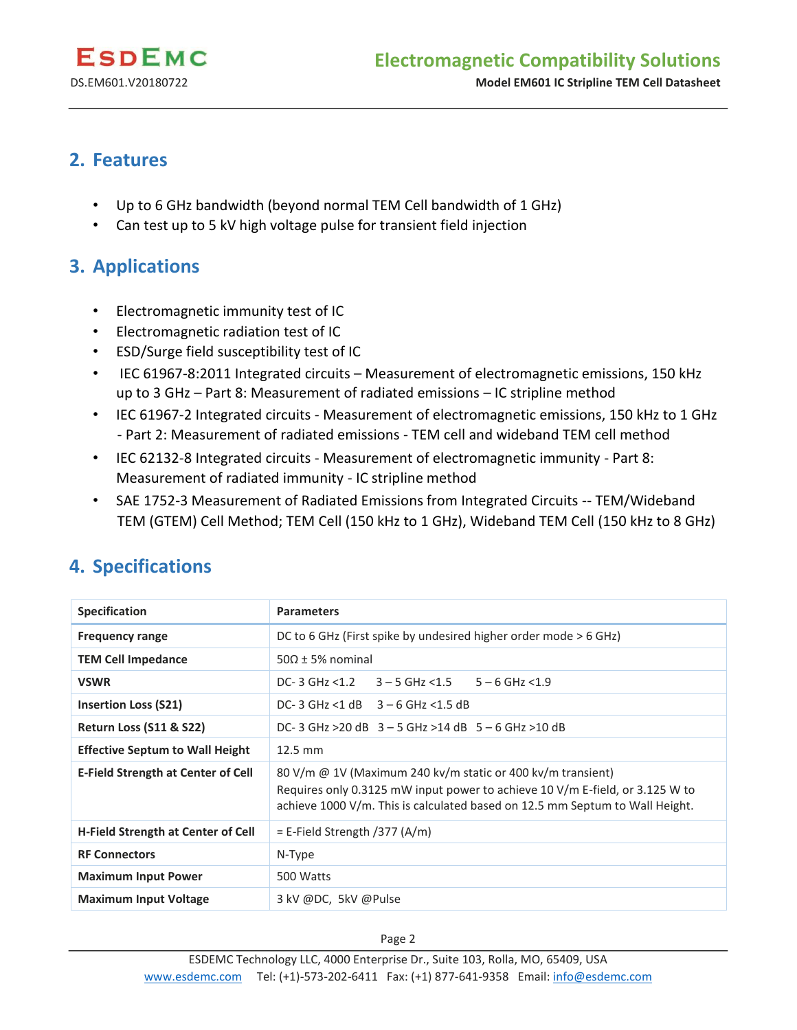## 2. Features

- Up to 6 GHz bandwidth (beyond normal TEM Cell bandwidth of 1 GHz)
- Can test up to 5 kV high voltage pulse for transient field injection

## 3. Applications

- Electromagnetic immunity test of IC
- Electromagnetic radiation test of IC
- ESD/Surge field susceptibility test of IC
- IEC 61967-8:2011 Integrated circuits – Measurement of electromagnetic emissions, 150 kHz up to 3 GHz – Part 8: Measurement of radiated emissions – IC stripline method
- IEC 61967-2 Integrated circuits - Measurement of electromagnetic emissions, 150 kHz to 1 GHz - Part 2: Measurement of radiated emissions - TEM cell and wideband TEM cell method
- IEC 62132-8 Integrated circuits - Measurement of electromagnetic immunity - Part 8: Measurement of radiated immunity - IC stripline method
- SAE 1752-3 Measurement of Radiated Emissions from Integrated Circuits -- TEM/Wideband TEM (GTEM) Cell Method; TEM Cell (150 kHz to 1 GHz), Wideband TEM Cell (150 kHz to 8 GHz)

## 4. Specifications

| Specification | Parameters |
|---|---|
| **Frequency range** | DC to 6 GHz (First spike by undesired higher order mode > 6 GHz) |
| **TEM Cell Impedance** | 50Ω ± 5% nominal |
| **VSWR** | DC- 3 GHz <1.2 3 – 5 GHz <1.5 5 – 6 GHz <1.9 |
| **Insertion Loss (S21)** | DC- 3 GHz <1 dB 3 – 6 GHz <1.5 dB |
| **Return Loss (S11 & S22)** | DC- 3 GHz >20 dB 3 – 5 GHz >14 dB 5 – 6 GHz >10 dB |
| **Effective Septum to Wall Height** | 12.5 mm |
| **E-Field Strength at Center of Cell** | 80 V/m @ 1V (Maximum 240 kv/m static or 400 kv/m transient)<br>Requires only 0.3125 mW input power to achieve 10 V/m E-field, or 3.125 W to achieve 1000 V/m. This is calculated based on 12.5 mm Septum to Wall Height. |
| **H-Field Strength at Center of Cell** | = E-Field Strength /377 (A/m) |
| **RF Connectors** | N-Type |
| **Maximum Input Power** | 500 Watts |
| **Maximum Input Voltage** | 3 kV @DC, 5kV @Pulse |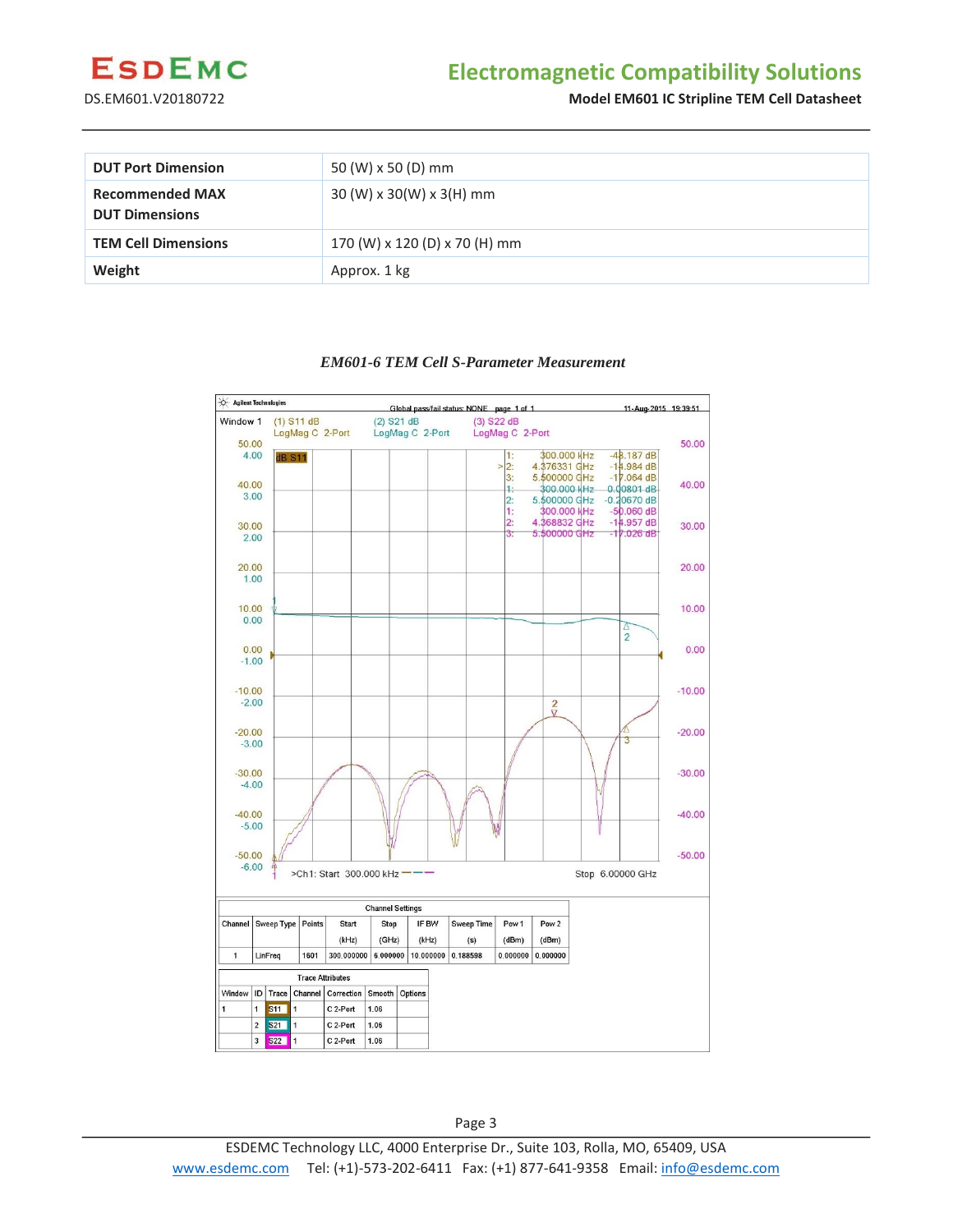| DUT Port Dimension | 50 (W) x 50 (D) mm |
|---|---|
| Recommended MAX DUT Dimensions | 30 (W) x 30(W) x 3(H) mm |
| TEM Cell Dimensions | 170 (W) x 120 (D) x 70 (H) mm |
| Weight | Approx. 1 kg |

***EM601-6 TEM Cell S-Parameter Measurement***

Agilent Technologies — Global pass/fail status: NONE — page 1 of 1 — 11-Aug-2015 19:39:51

Window 1 — (1) S11 dB LogMag C 2-Port; (2) S21 dB LogMag C 2-Port; (3) S22 dB LogMag C 2-Port

Markers:

| Trace | Marker | Frequency | Value |
|---|---|---|---|
| S11 | 1: | 300.000 kHz | -48.187 dB |
| S11 | >2: | 4.376331 GHz | -14.984 dB |
| S11 | 3: | 5.500000 GHz | -17.064 dB |
| S21 | 1: | 300.000 kHz | 0.00801 dB |
| S21 | 2: | 5.500000 GHz | -0.20670 dB |
| S22 | 1: | 300.000 kHz | -50.060 dB |
| S22 | 2: | 4.368832 GHz | -14.957 dB |
| S22 | 3: | 5.500000 GHz | -17.026 dB |

>Ch1: Start 300.000 kHz — Stop 6.00000 GHz

Channel Settings

| Channel | Sweep Type | Points | Start (kHz) | Stop (GHz) | IF BW (kHz) | Sweep Time (s) | Pow 1 (dBm) | Pow 2 (dBm) |
|---|---|---|---|---|---|---|---|---|
| 1 | LinFreq | 1601 | 300.000000 | 6.000000 | 10.000000 | 0.188598 | 0.000000 | 0.000000 |

Trace Attributes

| Window | ID | Trace | Channel | Correction | Smooth | Options |
|---|---|---|---|---|---|---|
| 1 | 1 | S11 | 1 | C 2-Port | 1.06 | |
| | 2 | S21 | 1 | C 2-Port | 1.06 | |
| | 3 | S22 | 1 | C 2-Port | 1.06 | |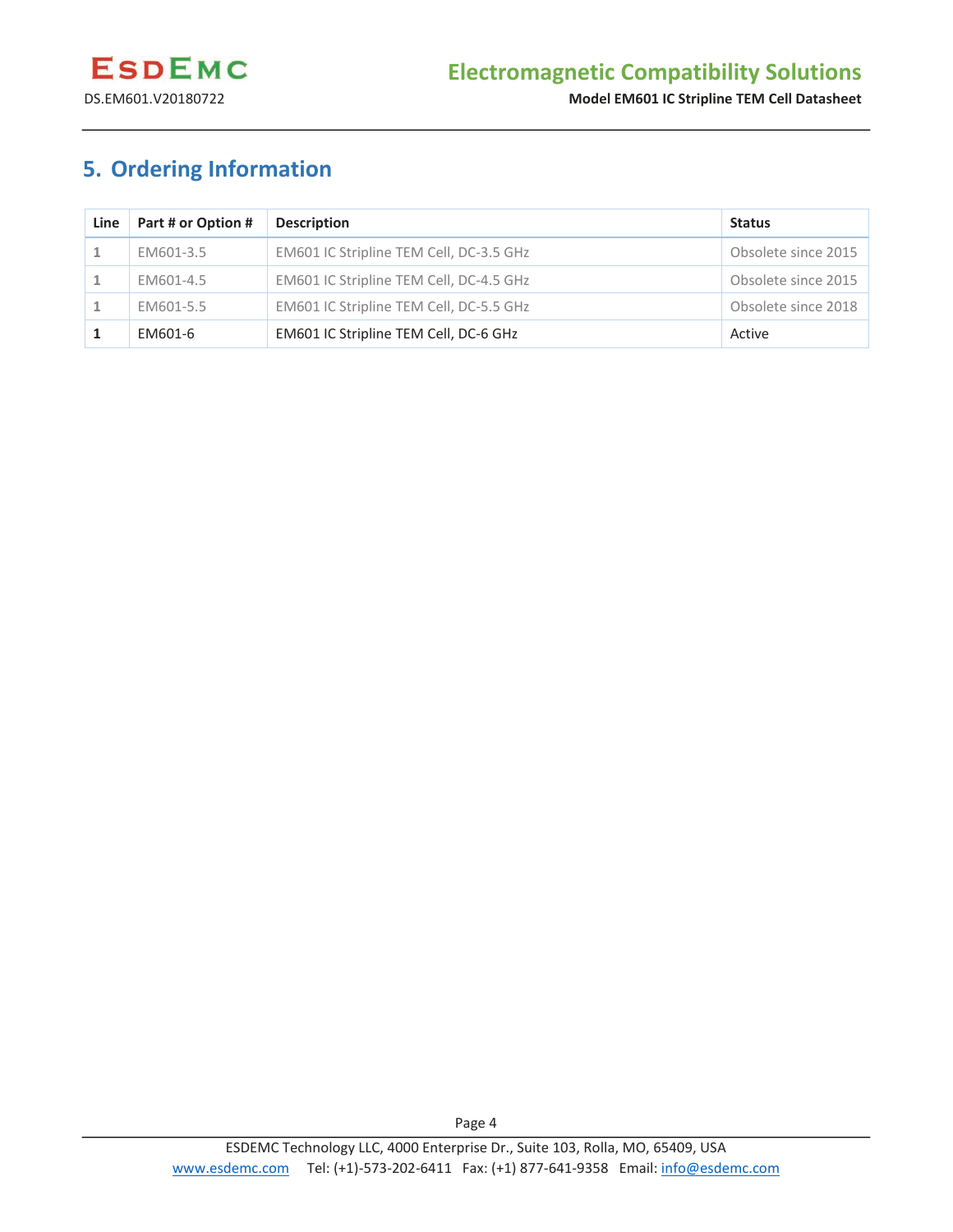## 5. Ordering Information

| Line | Part # or Option # | Description | Status |
|---|---|---|---|
| 1 | EM601-3.5 | EM601 IC Stripline TEM Cell, DC-3.5 GHz | Obsolete since 2015 |
| 1 | EM601-4.5 | EM601 IC Stripline TEM Cell, DC-4.5 GHz | Obsolete since 2015 |
| 1 | EM601-5.5 | EM601 IC Stripline TEM Cell, DC-5.5 GHz | Obsolete since 2018 |
| **1** | EM601-6 | EM601 IC Stripline TEM Cell, DC-6 GHz | Active |